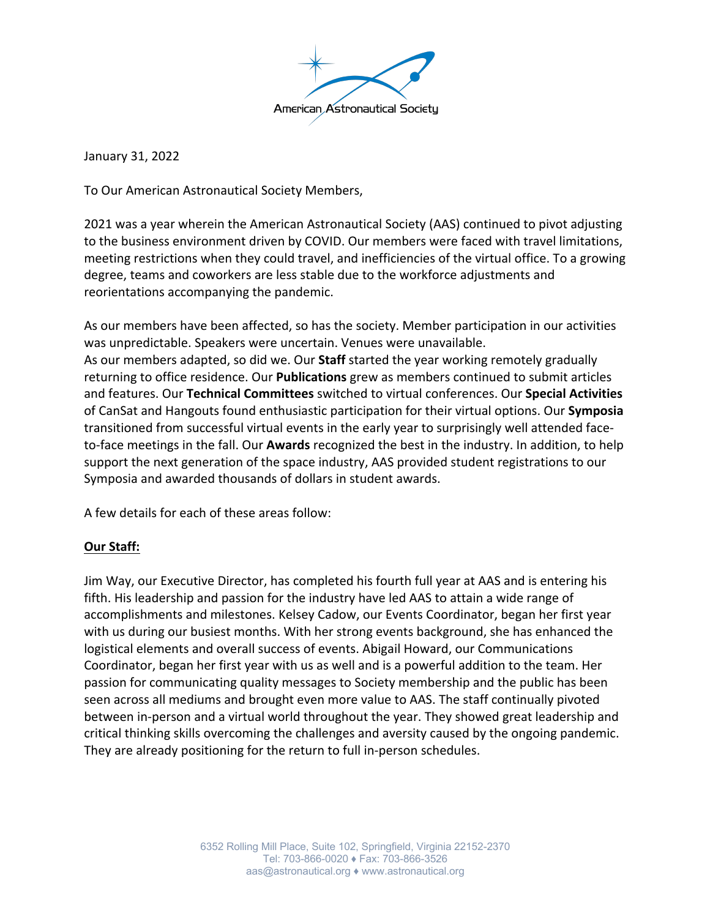American Astronautical Society

January 31, 2022

To Our American Astronautical Society Members,

2021 was a year wherein the American Astronautical Society (AAS) continued to pivot adjusting to the business environment driven by COVID. Our members were faced with travel limitations, meeting restrictions when they could travel, and inefficiencies of the virtual office. To a growing degree, teams and coworkers are less stable due to the workforce adjustments and reorientations accompanying the pandemic.

As our members have been affected, so has the society. Member participation in our activities was unpredictable. Speakers were uncertain. Venues were unavailable.
As our members adapted, so did we. Our **Staff** started the year working remotely gradually returning to office residence. Our **Publications** grew as members continued to submit articles and features. Our **Technical Committees** switched to virtual conferences. Our **Special Activities** of CanSat and Hangouts found enthusiastic participation for their virtual options. Our **Symposia** transitioned from successful virtual events in the early year to surprisingly well attended face-to-face meetings in the fall. Our **Awards** recognized the best in the industry. In addition, to help support the next generation of the space industry, AAS provided student registrations to our Symposia and awarded thousands of dollars in student awards.

A few details for each of these areas follow:

**Our Staff:**

Jim Way, our Executive Director, has completed his fourth full year at AAS and is entering his fifth. His leadership and passion for the industry have led AAS to attain a wide range of accomplishments and milestones. Kelsey Cadow, our Events Coordinator, began her first year with us during our busiest months. With her strong events background, she has enhanced the logistical elements and overall success of events. Abigail Howard, our Communications Coordinator, began her first year with us as well and is a powerful addition to the team. Her passion for communicating quality messages to Society membership and the public has been seen across all mediums and brought even more value to AAS. The staff continually pivoted between in-person and a virtual world throughout the year. They showed great leadership and critical thinking skills overcoming the challenges and aversity caused by the ongoing pandemic. They are already positioning for the return to full in-person schedules.

6352 Rolling Mill Place, Suite 102, Springfield, Virginia 22152-2370
Tel: 703-866-0020 ♦ Fax: 703-866-3526
aas@astronautical.org ♦ www.astronautical.org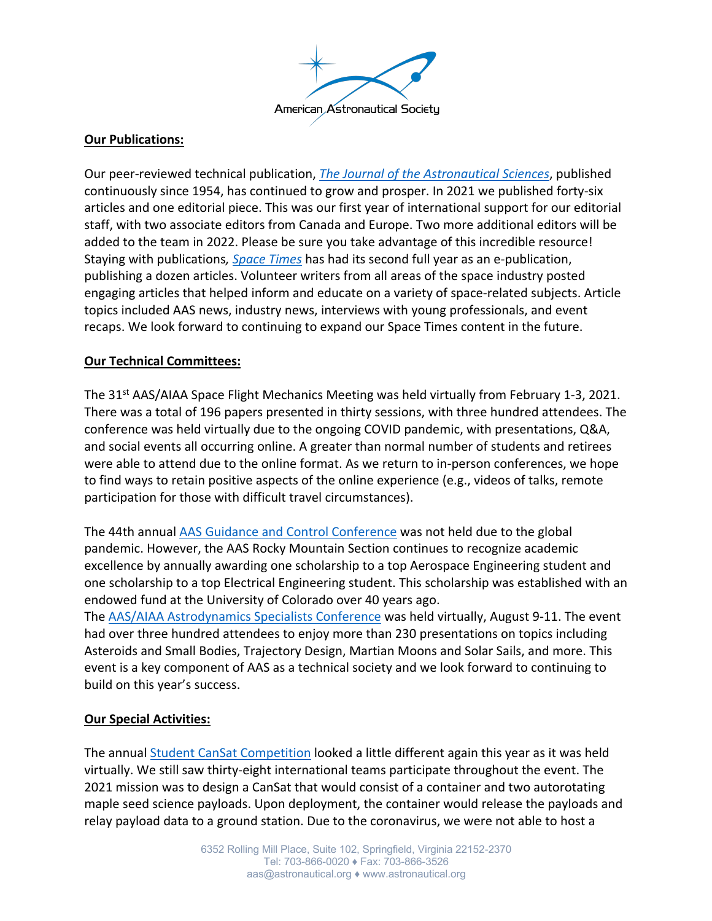**Our Publications:**

Our peer-reviewed technical publication, *The Journal of the Astronautical Sciences*, published continuously since 1954, has continued to grow and prosper. In 2021 we published forty-six articles and one editorial piece. This was our first year of international support for our editorial staff, with two associate editors from Canada and Europe. Two more additional editors will be added to the team in 2022. Please be sure you take advantage of this incredible resource! Staying with publications, *Space Times* has had its second full year as an e-publication, publishing a dozen articles. Volunteer writers from all areas of the space industry posted engaging articles that helped inform and educate on a variety of space-related subjects. Article topics included AAS news, industry news, interviews with young professionals, and event recaps. We look forward to continuing to expand our Space Times content in the future.

**Our Technical Committees:**

The 31st AAS/AIAA Space Flight Mechanics Meeting was held virtually from February 1-3, 2021. There was a total of 196 papers presented in thirty sessions, with three hundred attendees. The conference was held virtually due to the ongoing COVID pandemic, with presentations, Q&A, and social events all occurring online. A greater than normal number of students and retirees were able to attend due to the online format. As we return to in-person conferences, we hope to find ways to retain positive aspects of the online experience (e.g., videos of talks, remote participation for those with difficult travel circumstances).

The 44th annual AAS Guidance and Control Conference was not held due to the global pandemic. However, the AAS Rocky Mountain Section continues to recognize academic excellence by annually awarding one scholarship to a top Aerospace Engineering student and one scholarship to a top Electrical Engineering student. This scholarship was established with an endowed fund at the University of Colorado over 40 years ago.
The AAS/AIAA Astrodynamics Specialists Conference was held virtually, August 9-11. The event had over three hundred attendees to enjoy more than 230 presentations on topics including Asteroids and Small Bodies, Trajectory Design, Martian Moons and Solar Sails, and more. This event is a key component of AAS as a technical society and we look forward to continuing to build on this year's success.

**Our Special Activities:**

The annual Student CanSat Competition looked a little different again this year as it was held virtually. We still saw thirty-eight international teams participate throughout the event. The 2021 mission was to design a CanSat that would consist of a container and two autorotating maple seed science payloads. Upon deployment, the container would release the payloads and relay payload data to a ground station. Due to the coronavirus, we were not able to host a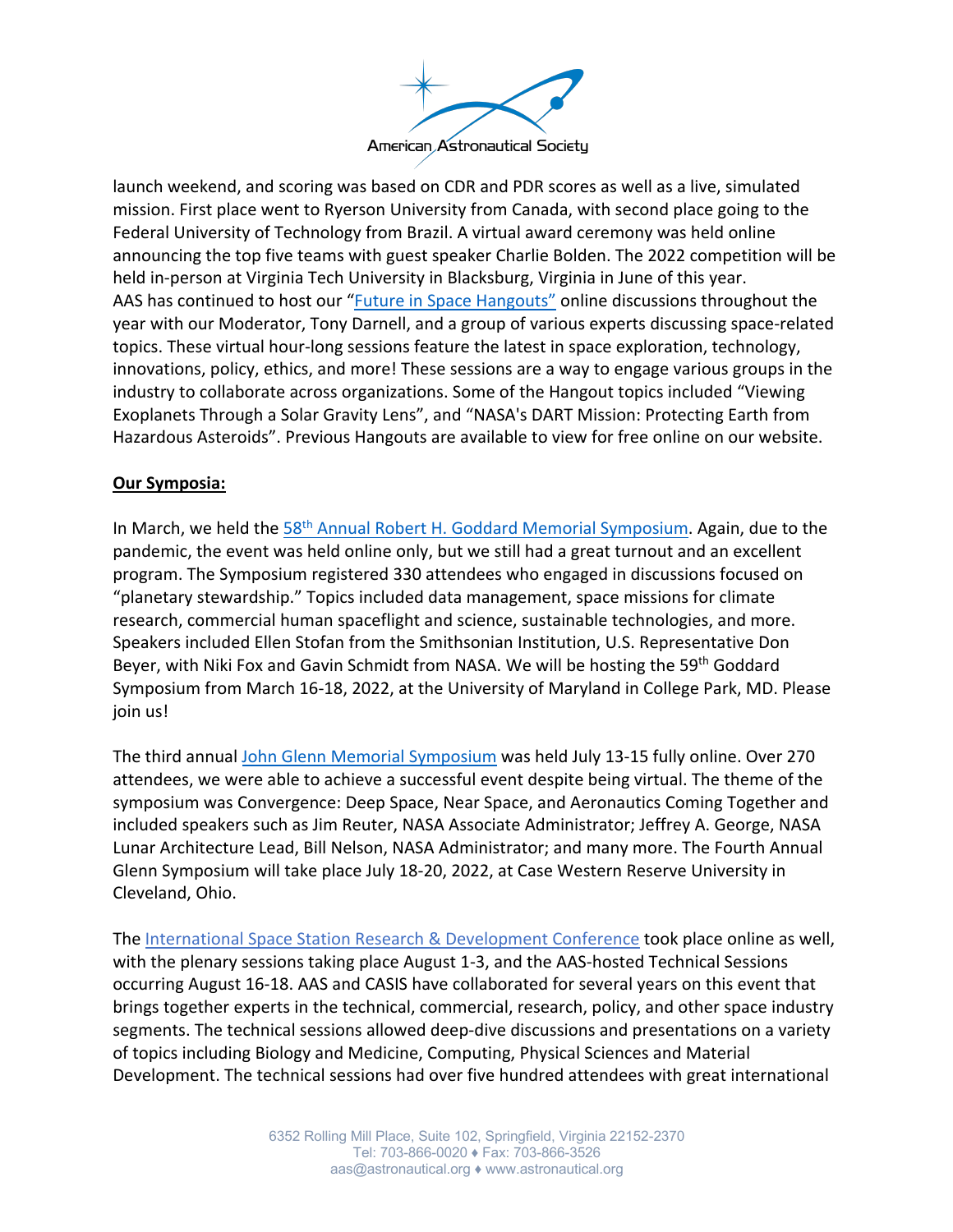launch weekend, and scoring was based on CDR and PDR scores as well as a live, simulated mission. First place went to Ryerson University from Canada, with second place going to the Federal University of Technology from Brazil. A virtual award ceremony was held online announcing the top five teams with guest speaker Charlie Bolden. The 2022 competition will be held in-person at Virginia Tech University in Blacksburg, Virginia in June of this year.
AAS has continued to host our "Future in Space Hangouts" online discussions throughout the year with our Moderator, Tony Darnell, and a group of various experts discussing space-related topics. These virtual hour-long sessions feature the latest in space exploration, technology, innovations, policy, ethics, and more! These sessions are a way to engage various groups in the industry to collaborate across organizations. Some of the Hangout topics included "Viewing Exoplanets Through a Solar Gravity Lens", and "NASA's DART Mission: Protecting Earth from Hazardous Asteroids". Previous Hangouts are available to view for free online on our website.

**Our Symposia:**

In March, we held the 58th Annual Robert H. Goddard Memorial Symposium. Again, due to the pandemic, the event was held online only, but we still had a great turnout and an excellent program. The Symposium registered 330 attendees who engaged in discussions focused on "planetary stewardship." Topics included data management, space missions for climate research, commercial human spaceflight and science, sustainable technologies, and more. Speakers included Ellen Stofan from the Smithsonian Institution, U.S. Representative Don Beyer, with Niki Fox and Gavin Schmidt from NASA. We will be hosting the 59th Goddard Symposium from March 16-18, 2022, at the University of Maryland in College Park, MD. Please join us!

The third annual John Glenn Memorial Symposium was held July 13-15 fully online. Over 270 attendees, we were able to achieve a successful event despite being virtual. The theme of the symposium was Convergence: Deep Space, Near Space, and Aeronautics Coming Together and included speakers such as Jim Reuter, NASA Associate Administrator; Jeffrey A. George, NASA Lunar Architecture Lead, Bill Nelson, NASA Administrator; and many more. The Fourth Annual Glenn Symposium will take place July 18-20, 2022, at Case Western Reserve University in Cleveland, Ohio.

The International Space Station Research & Development Conference took place online as well, with the plenary sessions taking place August 1-3, and the AAS-hosted Technical Sessions occurring August 16-18. AAS and CASIS have collaborated for several years on this event that brings together experts in the technical, commercial, research, policy, and other space industry segments. The technical sessions allowed deep-dive discussions and presentations on a variety of topics including Biology and Medicine, Computing, Physical Sciences and Material Development. The technical sessions had over five hundred attendees with great international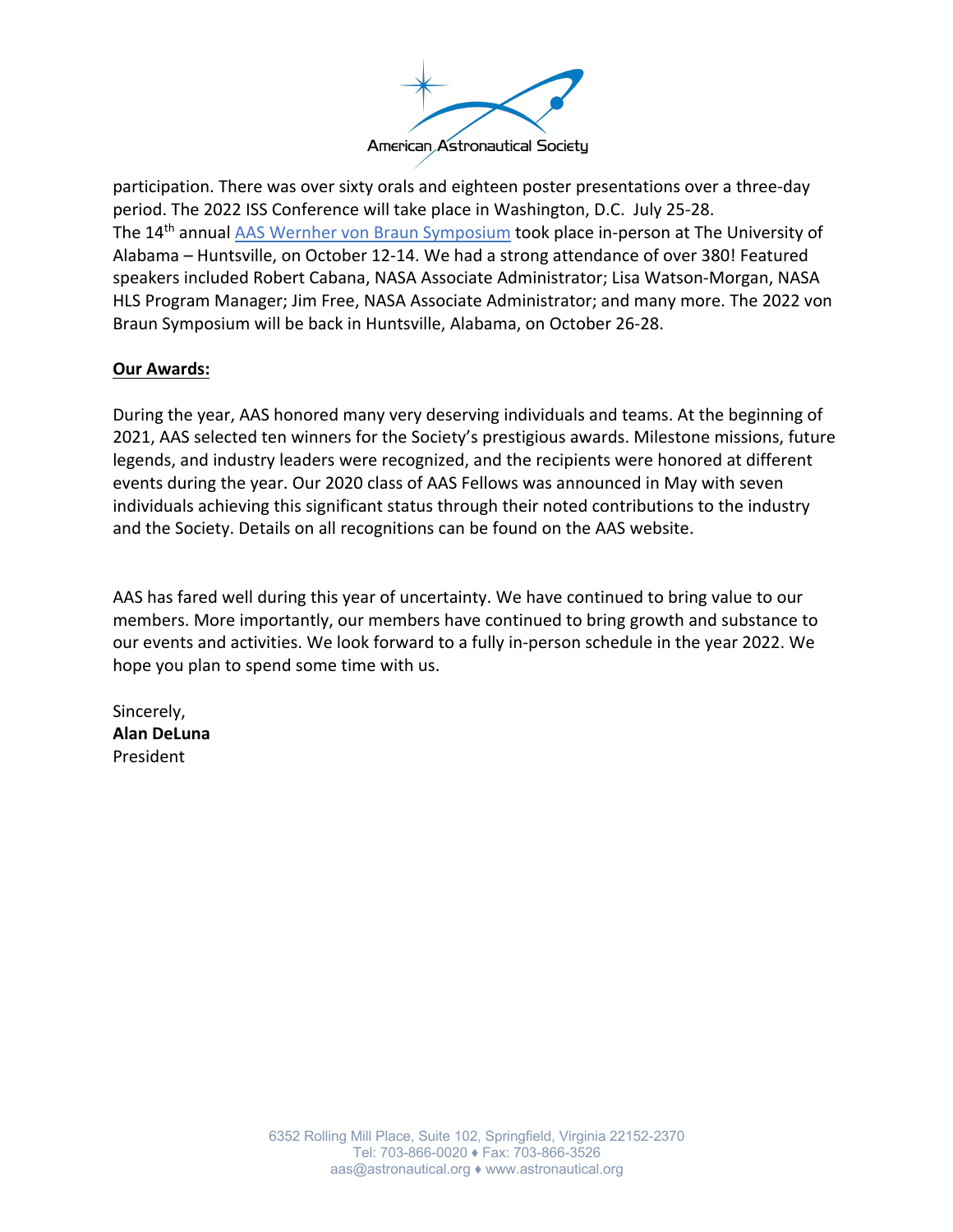participation. There was over sixty orals and eighteen poster presentations over a three-day period. The 2022 ISS Conference will take place in Washington, D.C. July 25-28.
The 14th annual AAS Wernher von Braun Symposium took place in-person at The University of Alabama – Huntsville, on October 12-14. We had a strong attendance of over 380! Featured speakers included Robert Cabana, NASA Associate Administrator; Lisa Watson-Morgan, NASA HLS Program Manager; Jim Free, NASA Associate Administrator; and many more. The 2022 von Braun Symposium will be back in Huntsville, Alabama, on October 26-28.

**Our Awards:**

During the year, AAS honored many very deserving individuals and teams. At the beginning of 2021, AAS selected ten winners for the Society's prestigious awards. Milestone missions, future legends, and industry leaders were recognized, and the recipients were honored at different events during the year. Our 2020 class of AAS Fellows was announced in May with seven individuals achieving this significant status through their noted contributions to the industry and the Society. Details on all recognitions can be found on the AAS website.

AAS has fared well during this year of uncertainty. We have continued to bring value to our members. More importantly, our members have continued to bring growth and substance to our events and activities. We look forward to a fully in-person schedule in the year 2022. We hope you plan to spend some time with us.

Sincerely,
**Alan DeLuna**
President